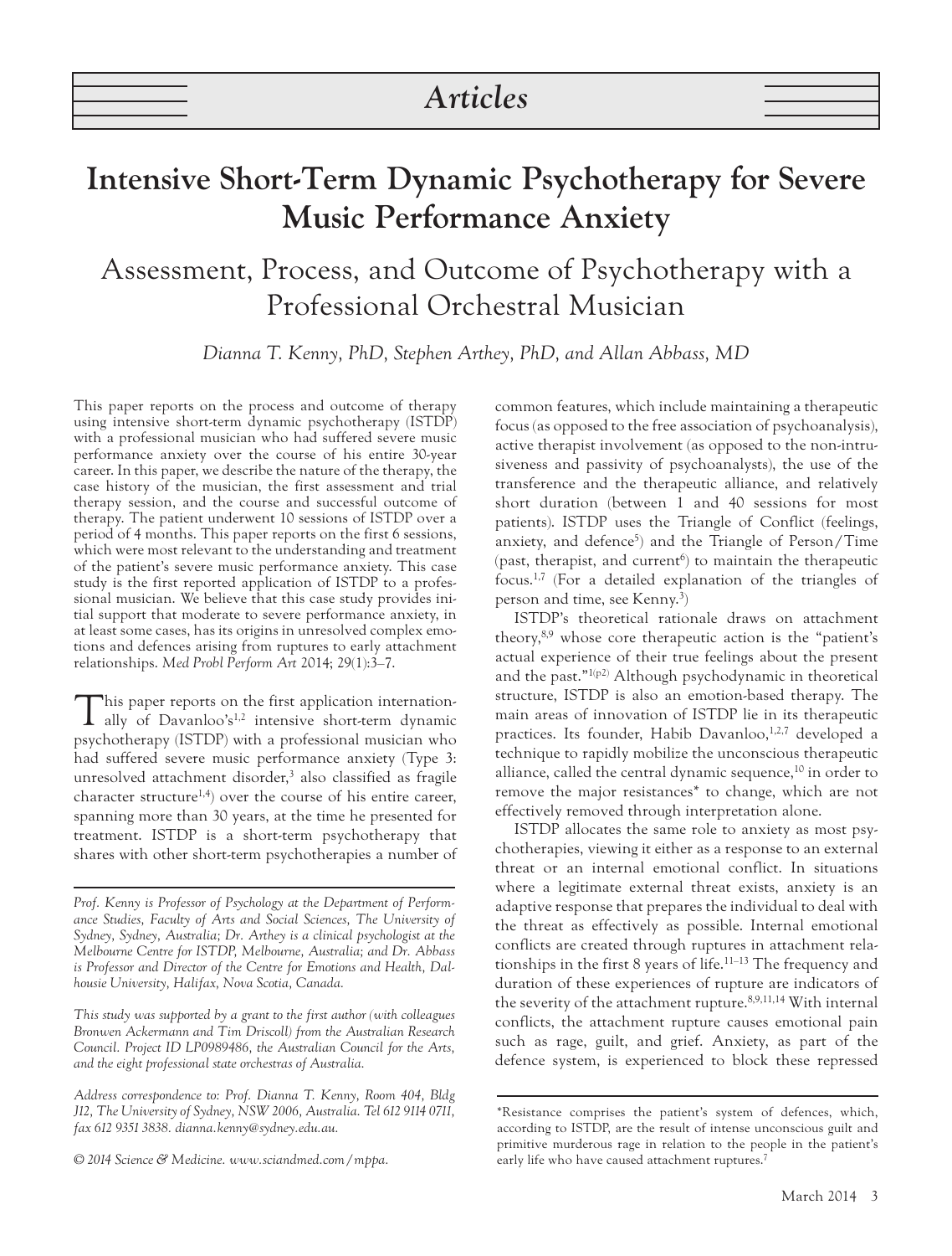# Articles

# Intensive Short-Term Dynamic Psychotherapy for Severe Music Performance Anxiety

## Assessment, Process, and Outcome of Psychotherapy with a Professional Orchestral Musician

*Dianna T. Kenny, PhD, Stephen Arthey, PhD, and Allan Abbass, MD*

This paper reports on the process and outcome of therapy using intensive short-term dynamic psychotherapy (ISTDP) with a professional musician who had suffered severe music performance anxiety over the course of his entire 30-year career. In this paper, we describe the nature of the therapy, the case history of the musician, the first assessment and trial therapy session, and the course and successful outcome of therapy. The patient underwent 10 sessions of ISTDP over a period of 4 months. This paper reports on the first 6 sessions, which were most relevant to the understanding and treatment of the patient's severe music performance anxiety. This case study is the first reported application of ISTDP to a professional musician. We believe that this case study provides initial support that moderate to severe performance anxiety, in at least some cases, has its origins in unresolved complex emotions and defences arising from ruptures to early attachment relationships. *Med Probl Perform Art* 2014; 29(1):3–7.

This paper reports on the first application internationally of Davanloo's[1,2] intensive short-term dynamic psychotherapy (ISTDP) with a professional musician who had suffered severe music performance anxiety (Type 3: unresolved attachment disorder,[3] also classified as fragile character structure[1,4]) over the course of his entire career, spanning more than 30 years, at the time he presented for treatment. ISTDP is a short-term psychotherapy that shares with other short-term psychotherapies a number of common features, which include maintaining a therapeutic focus (as opposed to the free association of psychoanalysis), active therapist involvement (as opposed to the non-intrusiveness and passivity of psychoanalysts), the use of the transference and the therapeutic alliance, and relatively short duration (between 1 and 40 sessions for most patients). ISTDP uses the Triangle of Conflict (feelings, anxiety, and defence[5]) and the Triangle of Person/Time (past, therapist, and current[6]) to maintain the therapeutic focus.[1,7] (For a detailed explanation of the triangles of person and time, see Kenny.[3])

ISTDP's theoretical rationale draws on attachment theory,[8,9] whose core therapeutic action is the "patient's actual experience of their true feelings about the present and the past."[1(p2)] Although psychodynamic in theoretical structure, ISTDP is also an emotion-based therapy. The main areas of innovation of ISTDP lie in its therapeutic practices. Its founder, Habib Davanloo,[1,2,7] developed a technique to rapidly mobilize the unconscious therapeutic alliance, called the central dynamic sequence,[10] in order to remove the major resistances* to change, which are not effectively removed through interpretation alone.

ISTDP allocates the same role to anxiety as most psychotherapies, viewing it either as a response to an external threat or an internal emotional conflict. In situations where a legitimate external threat exists, anxiety is an adaptive response that prepares the individual to deal with the threat as effectively as possible. Internal emotional conflicts are created through ruptures in attachment relationships in the first 8 years of life.[11–13] The frequency and duration of these experiences of rupture are indicators of the severity of the attachment rupture.[8,9,11,14] With internal conflicts, the attachment rupture causes emotional pain such as rage, guilt, and grief. Anxiety, as part of the defence system, is experienced to block these repressed

---

*Prof. Kenny is Professor of Psychology at the Department of Performance Studies, Faculty of Arts and Social Sciences, The University of Sydney, Sydney, Australia; Dr. Arthey is a clinical psychologist at the Melbourne Centre for ISTDP, Melbourne, Australia; and Dr. Abbass is Professor and Director of the Centre for Emotions and Health, Dalhousie University, Halifax, Nova Scotia, Canada.*

*This study was supported by a grant to the first author (with colleagues Bronwen Ackermann and Tim Driscoll) from the Australian Research Council. Project ID LP0989486, the Australian Council for the Arts, and the eight professional state orchestras of Australia.*

*Address correspondence to: Prof. Dianna T. Kenny, Room 404, Bldg J12, The University of Sydney, NSW 2006, Australia. Tel 612 9114 0711, fax 612 9351 3838. dianna.kenny@sydney.edu.au.*

*© 2014 Science & Medicine. www.sciandmed.com/mppa.*

*Resistance comprises the patient's system of defences, which, according to ISTDP, are the result of intense unconscious guilt and primitive murderous rage in relation to the people in the patient's early life who have caused attachment ruptures.[7]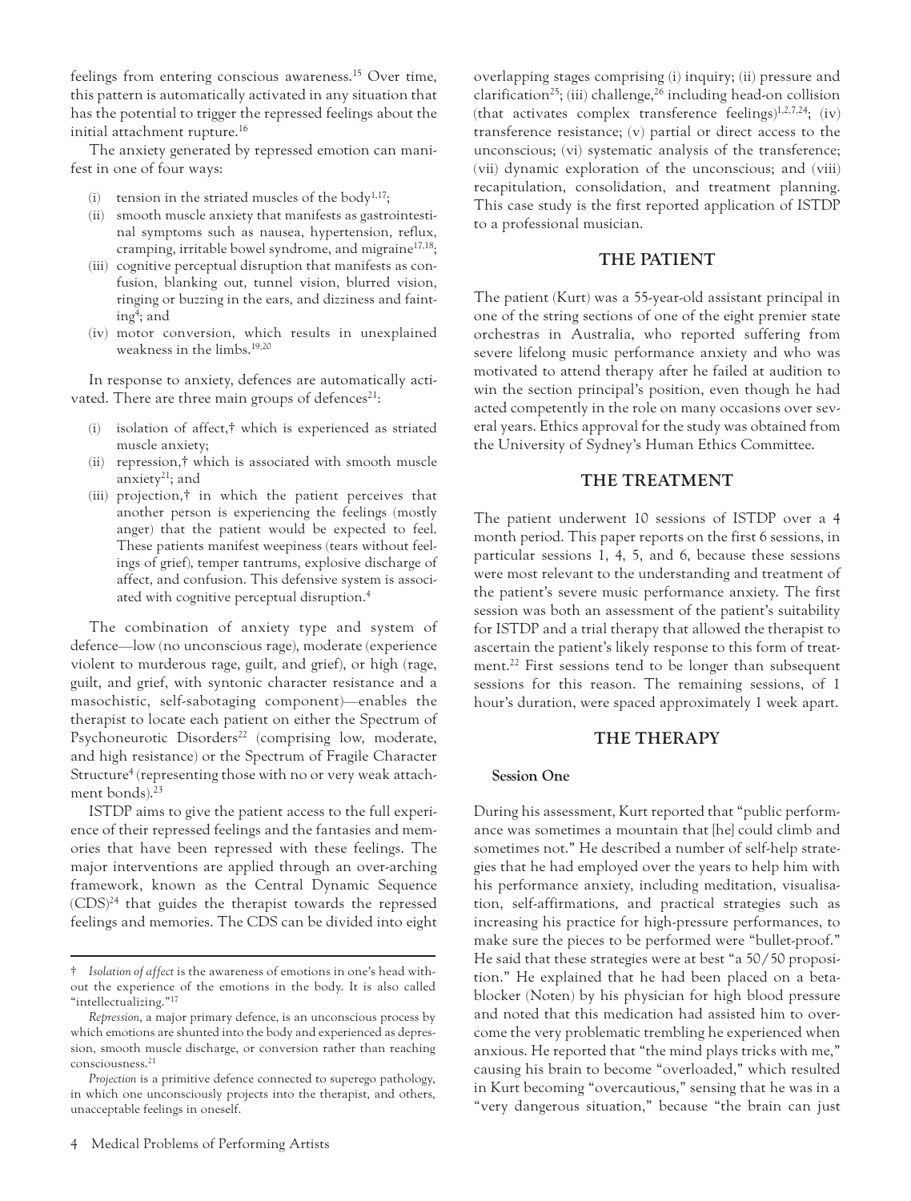feelings from entering conscious awareness.[15] Over time, this pattern is automatically activated in any situation that has the potential to trigger the repressed feelings about the initial attachment rupture.[16]

The anxiety generated by repressed emotion can manifest in one of four ways:

(i) tension in the striated muscles of the body[1,17];
(ii) smooth muscle anxiety that manifests as gastrointestinal symptoms such as nausea, hypertension, reflux, cramping, irritable bowel syndrome, and migraine[17,18];
(iii) cognitive perceptual disruption that manifests as confusion, blanking out, tunnel vision, blurred vision, ringing or buzzing in the ears, and dizziness and fainting[4]; and
(iv) motor conversion, which results in unexplained weakness in the limbs.[19,20]

In response to anxiety, defences are automatically activated. There are three main groups of defences[21]:

(i) isolation of affect,† which is experienced as striated muscle anxiety;
(ii) repression,† which is associated with smooth muscle anxiety[21]; and
(iii) projection,† in which the patient perceives that another person is experiencing the feelings (mostly anger) that the patient would be expected to feel. These patients manifest weepiness (tears without feelings of grief), temper tantrums, explosive discharge of affect, and confusion. This defensive system is associated with cognitive perceptual disruption.[4]

The combination of anxiety type and system of defence—low (no unconscious rage), moderate (experience violent to murderous rage, guilt, and grief), or high (rage, guilt, and grief, with syntonic character resistance and a masochistic, self-sabotaging component)—enables the therapist to locate each patient on either the Spectrum of Psychoneurotic Disorders[22] (comprising low, moderate, and high resistance) or the Spectrum of Fragile Character Structure[4] (representing those with no or very weak attachment bonds).[23]

ISTDP aims to give the patient access to the full experience of their repressed feelings and the fantasies and memories that have been repressed with these feelings. The major interventions are applied through an over-arching framework, known as the Central Dynamic Sequence (CDS)[24] that guides the therapist towards the repressed feelings and memories. The CDS can be divided into eight overlapping stages comprising (i) inquiry; (ii) pressure and clarification[25]; (iii) challenge,[26] including head-on collision (that activates complex transference feelings)[1,2,7,24]; (iv) transference resistance; (v) partial or direct access to the unconscious; (vi) systematic analysis of the transference; (vii) dynamic exploration of the unconscious; and (viii) recapitulation, consolidation, and treatment planning. This case study is the first reported application of ISTDP to a professional musician.

## THE PATIENT

The patient (Kurt) was a 55-year-old assistant principal in one of the string sections of one of the eight premier state orchestras in Australia, who reported suffering from severe lifelong music performance anxiety and who was motivated to attend therapy after he failed at audition to win the section principal's position, even though he had acted competently in the role on many occasions over several years. Ethics approval for the study was obtained from the University of Sydney's Human Ethics Committee.

## THE TREATMENT

The patient underwent 10 sessions of ISTDP over a 4 month period. This paper reports on the first 6 sessions, in particular sessions 1, 4, 5, and 6, because these sessions were most relevant to the understanding and treatment of the patient's severe music performance anxiety. The first session was both an assessment of the patient's suitability for ISTDP and a trial therapy that allowed the therapist to ascertain the patient's likely response to this form of treatment.[22] First sessions tend to be longer than subsequent sessions for this reason. The remaining sessions, of 1 hour's duration, were spaced approximately 1 week apart.

## THE THERAPY

### Session One

During his assessment, Kurt reported that "public performance was sometimes a mountain that [he] could climb and sometimes not." He described a number of self-help strategies that he had employed over the years to help him with his performance anxiety, including meditation, visualisation, self-affirmations, and practical strategies such as increasing his practice for high-pressure performances, to make sure the pieces to be performed were "bullet-proof." He said that these strategies were at best "a 50/50 proposition." He explained that he had been placed on a beta-blocker (Noten) by his physician for high blood pressure and noted that this medication had assisted him to overcome the very problematic trembling he experienced when anxious. He reported that "the mind plays tricks with me," causing his brain to become "overloaded," which resulted in Kurt becoming "overcautious," sensing that he was in a "very dangerous situation," because "the brain can just

---

† *Isolation of affect* is the awareness of emotions in one's head without the experience of the emotions in the body. It is also called "intellectualizing."[17]

*Repression*, a major primary defence, is an unconscious process by which emotions are shunted into the body and experienced as depression, smooth muscle discharge, or conversion rather than reaching consciousness.[21]

*Projection* is a primitive defence connected to superego pathology, in which one unconsciously projects into the therapist, and others, unacceptable feelings in oneself.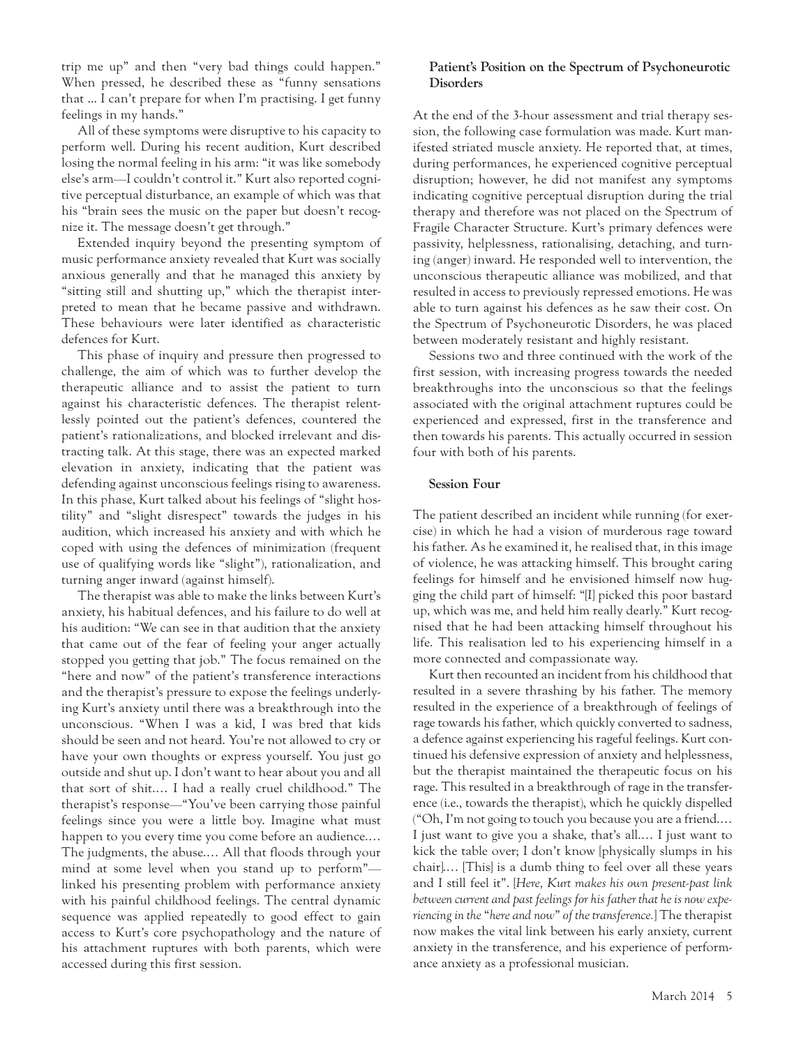trip me up" and then "very bad things could happen." When pressed, he described these as "funny sensations that ... I can't prepare for when I'm practising. I get funny feelings in my hands."

All of these symptoms were disruptive to his capacity to perform well. During his recent audition, Kurt described losing the normal feeling in his arm: "it was like somebody else's arm—I couldn't control it." Kurt also reported cognitive perceptual disturbance, an example of which was that his "brain sees the music on the paper but doesn't recognize it. The message doesn't get through."

Extended inquiry beyond the presenting symptom of music performance anxiety revealed that Kurt was socially anxious generally and that he managed this anxiety by "sitting still and shutting up," which the therapist interpreted to mean that he became passive and withdrawn. These behaviours were later identified as characteristic defences for Kurt.

This phase of inquiry and pressure then progressed to challenge, the aim of which was to further develop the therapeutic alliance and to assist the patient to turn against his characteristic defences. The therapist relentlessly pointed out the patient's defences, countered the patient's rationalizations, and blocked irrelevant and distracting talk. At this stage, there was an expected marked elevation in anxiety, indicating that the patient was defending against unconscious feelings rising to awareness. In this phase, Kurt talked about his feelings of "slight hostility" and "slight disrespect" towards the judges in his audition, which increased his anxiety and with which he coped with using the defences of minimization (frequent use of qualifying words like "slight"), rationalization, and turning anger inward (against himself).

The therapist was able to make the links between Kurt's anxiety, his habitual defences, and his failure to do well at his audition: "We can see in that audition that the anxiety that came out of the fear of feeling your anger actually stopped you getting that job." The focus remained on the "here and now" of the patient's transference interactions and the therapist's pressure to expose the feelings underlying Kurt's anxiety until there was a breakthrough into the unconscious. "When I was a kid, I was bred that kids should be seen and not heard. You're not allowed to cry or have your own thoughts or express yourself. You just go outside and shut up. I don't want to hear about you and all that sort of shit.… I had a really cruel childhood." The therapist's response—"You've been carrying those painful feelings since you were a little boy. Imagine what must happen to you every time you come before an audience.… The judgments, the abuse.… All that floods through your mind at some level when you stand up to perform"—linked his presenting problem with performance anxiety with his painful childhood feelings. The central dynamic sequence was applied repeatedly to good effect to gain access to Kurt's core psychopathology and the nature of his attachment ruptures with both parents, which were accessed during this first session.

### Patient's Position on the Spectrum of Psychoneurotic Disorders

At the end of the 3-hour assessment and trial therapy session, the following case formulation was made. Kurt manifested striated muscle anxiety. He reported that, at times, during performances, he experienced cognitive perceptual disruption; however, he did not manifest any symptoms indicating cognitive perceptual disruption during the trial therapy and therefore was not placed on the Spectrum of Fragile Character Structure. Kurt's primary defences were passivity, helplessness, rationalising, detaching, and turning (anger) inward. He responded well to intervention, the unconscious therapeutic alliance was mobilized, and that resulted in access to previously repressed emotions. He was able to turn against his defences as he saw their cost. On the Spectrum of Psychoneurotic Disorders, he was placed between moderately resistant and highly resistant.

Sessions two and three continued with the work of the first session, with increasing progress towards the needed breakthroughs into the unconscious so that the feelings associated with the original attachment ruptures could be experienced and expressed, first in the transference and then towards his parents. This actually occurred in session four with both of his parents.

### Session Four

The patient described an incident while running (for exercise) in which he had a vision of murderous rage toward his father. As he examined it, he realised that, in this image of violence, he was attacking himself. This brought caring feelings for himself and he envisioned himself now hugging the child part of himself: "[I] picked this poor bastard up, which was me, and held him really dearly." Kurt recognised that he had been attacking himself throughout his life. This realisation led to his experiencing himself in a more connected and compassionate way.

Kurt then recounted an incident from his childhood that resulted in a severe thrashing by his father. The memory resulted in the experience of a breakthrough of feelings of rage towards his father, which quickly converted to sadness, a defence against experiencing his rageful feelings. Kurt continued his defensive expression of anxiety and helplessness, but the therapist maintained the therapeutic focus on his rage. This resulted in a breakthrough of rage in the transference (i.e., towards the therapist), which he quickly dispelled ("Oh, I'm not going to touch you because you are a friend.… I just want to give you a shake, that's all.… I just want to kick the table over; I don't know [physically slumps in his chair].… [This] is a dumb thing to feel over all these years and I still feel it". [*Here, Kurt makes his own present-past link between current and past feelings for his father that he is now experiencing in the "here and now" of the transference.*] The therapist now makes the vital link between his early anxiety, current anxiety in the transference, and his experience of performance anxiety as a professional musician.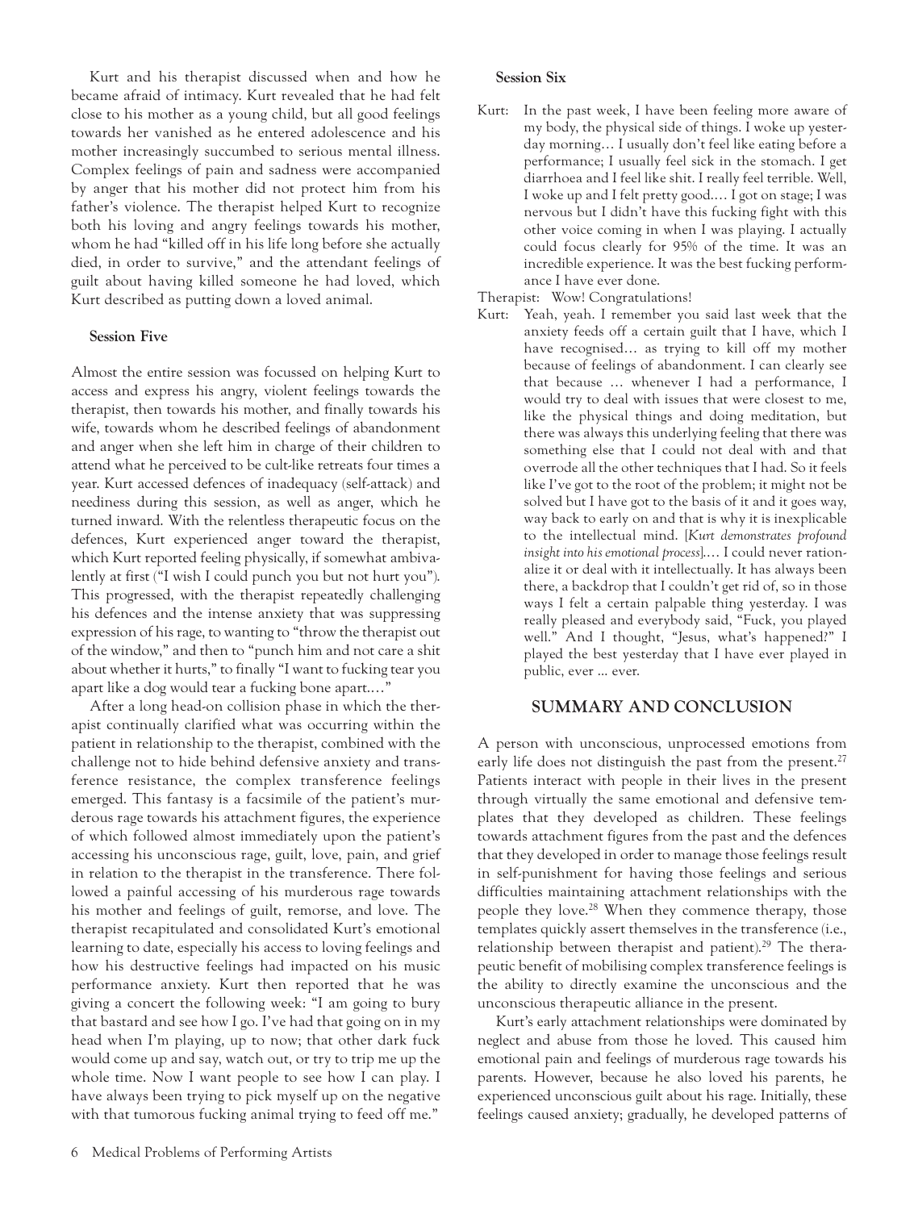Kurt and his therapist discussed when and how he became afraid of intimacy. Kurt revealed that he had felt close to his mother as a young child, but all good feelings towards her vanished as he entered adolescence and his mother increasingly succumbed to serious mental illness. Complex feelings of pain and sadness were accompanied by anger that his mother did not protect him from his father's violence. The therapist helped Kurt to recognize both his loving and angry feelings towards his mother, whom he had "killed off in his life long before she actually died, in order to survive," and the attendant feelings of guilt about having killed someone he had loved, which Kurt described as putting down a loved animal.

#### Session Five

Almost the entire session was focussed on helping Kurt to access and express his angry, violent feelings towards the therapist, then towards his mother, and finally towards his wife, towards whom he described feelings of abandonment and anger when she left him in charge of their children to attend what he perceived to be cult-like retreats four times a year. Kurt accessed defences of inadequacy (self-attack) and neediness during this session, as well as anger, which he turned inward. With the relentless therapeutic focus on the defences, Kurt experienced anger toward the therapist, which Kurt reported feeling physically, if somewhat ambivalently at first ("I wish I could punch you but not hurt you"). This progressed, with the therapist repeatedly challenging his defences and the intense anxiety that was suppressing expression of his rage, to wanting to "throw the therapist out of the window," and then to "punch him and not care a shit about whether it hurts," to finally "I want to fucking tear you apart like a dog would tear a fucking bone apart.…"

After a long head-on collision phase in which the therapist continually clarified what was occurring within the patient in relationship to the therapist, combined with the challenge not to hide behind defensive anxiety and transference resistance, the complex transference feelings emerged. This fantasy is a facsimile of the patient's murderous rage towards his attachment figures, the experience of which followed almost immediately upon the patient's accessing his unconscious rage, guilt, love, pain, and grief in relation to the therapist in the transference. There followed a painful accessing of his murderous rage towards his mother and feelings of guilt, remorse, and love. The therapist recapitulated and consolidated Kurt's emotional learning to date, especially his access to loving feelings and how his destructive feelings had impacted on his music performance anxiety. Kurt then reported that he was giving a concert the following week: "I am going to bury that bastard and see how I go. I've had that going on in my head when I'm playing, up to now; that other dark fuck would come up and say, watch out, or try to trip me up the whole time. Now I want people to see how I can play. I have always been trying to pick myself up on the negative with that tumorous fucking animal trying to feed off me."

#### Session Six

Kurt: In the past week, I have been feeling more aware of my body, the physical side of things. I woke up yesterday morning… I usually don't feel like eating before a performance; I usually feel sick in the stomach. I get diarrhoea and I feel like shit. I really feel terrible. Well, I woke up and I felt pretty good.… I got on stage; I was nervous but I didn't have this fucking fight with this other voice coming in when I was playing. I actually could focus clearly for 95% of the time. It was an incredible experience. It was the best fucking performance I have ever done.

Therapist: Wow! Congratulations!

Kurt: Yeah, yeah. I remember you said last week that the anxiety feeds off a certain guilt that I have, which I have recognised… as trying to kill off my mother because of feelings of abandonment. I can clearly see that because … whenever I had a performance, I would try to deal with issues that were closest to me, like the physical things and doing meditation, but there was always this underlying feeling that there was something else that I could not deal with and that overrode all the other techniques that I had. So it feels like I've got to the root of the problem; it might not be solved but I have got to the basis of it and it goes way, way back to early on and that is why it is inexplicable to the intellectual mind. [*Kurt demonstrates profound insight into his emotional process*].… I could never rationalize it or deal with it intellectually. It has always been there, a backdrop that I couldn't get rid of, so in those ways I felt a certain palpable thing yesterday. I was really pleased and everybody said, "Fuck, you played well." And I thought, "Jesus, what's happened?" I played the best yesterday that I have ever played in public, ever ... ever.

## SUMMARY AND CONCLUSION

A person with unconscious, unprocessed emotions from early life does not distinguish the past from the present.[27] Patients interact with people in their lives in the present through virtually the same emotional and defensive templates that they developed as children. These feelings towards attachment figures from the past and the defences that they developed in order to manage those feelings result in self-punishment for having those feelings and serious difficulties maintaining attachment relationships with the people they love.[28] When they commence therapy, those templates quickly assert themselves in the transference (i.e., relationship between therapist and patient).[29] The therapeutic benefit of mobilising complex transference feelings is the ability to directly examine the unconscious and the unconscious therapeutic alliance in the present.

Kurt's early attachment relationships were dominated by neglect and abuse from those he loved. This caused him emotional pain and feelings of murderous rage towards his parents. However, because he also loved his parents, he experienced unconscious guilt about his rage. Initially, these feelings caused anxiety; gradually, he developed patterns of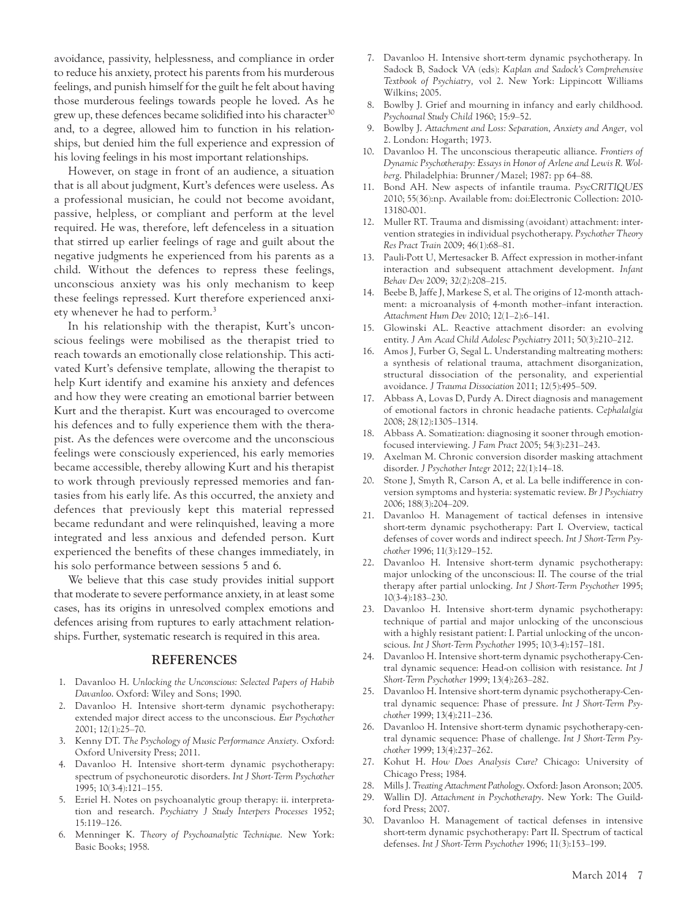avoidance, passivity, helplessness, and compliance in order to reduce his anxiety, protect his parents from his murderous feelings, and punish himself for the guilt he felt about having those murderous feelings towards people he loved. As he grew up, these defences became solidified into his character[30] and, to a degree, allowed him to function in his relationships, but denied him the full experience and expression of his loving feelings in his most important relationships.

However, on stage in front of an audience, a situation that is all about judgment, Kurt's defences were useless. As a professional musician, he could not become avoidant, passive, helpless, or compliant and perform at the level required. He was, therefore, left defenceless in a situation that stirred up earlier feelings of rage and guilt about the negative judgments he experienced from his parents as a child. Without the defences to repress these feelings, unconscious anxiety was his only mechanism to keep these feelings repressed. Kurt therefore experienced anxiety whenever he had to perform.[3]

In his relationship with the therapist, Kurt's unconscious feelings were mobilised as the therapist tried to reach towards an emotionally close relationship. This activated Kurt's defensive template, allowing the therapist to help Kurt identify and examine his anxiety and defences and how they were creating an emotional barrier between Kurt and the therapist. Kurt was encouraged to overcome his defences and to fully experience them with the therapist. As the defences were overcome and the unconscious feelings were consciously experienced, his early memories became accessible, thereby allowing Kurt and his therapist to work through previously repressed memories and fantasies from his early life. As this occurred, the anxiety and defences that previously kept this material repressed became redundant and were relinquished, leaving a more integrated and less anxious and defended person. Kurt experienced the benefits of these changes immediately, in his solo performance between sessions 5 and 6.

We believe that this case study provides initial support that moderate to severe performance anxiety, in at least some cases, has its origins in unresolved complex emotions and defences arising from ruptures to early attachment relationships. Further, systematic research is required in this area.

## REFERENCES

1. Davanloo H. *Unlocking the Unconscious: Selected Papers of Habib Davanloo*. Oxford: Wiley and Sons; 1990.
2. Davanloo H. Intensive short-term dynamic psychotherapy: extended major direct access to the unconscious. *Eur Psychother* 2001; 12(1):25–70.
3. Kenny DT. *The Psychology of Music Performance Anxiety*. Oxford: Oxford University Press; 2011.
4. Davanloo H. Intensive short-term dynamic psychotherapy: spectrum of psychoneurotic disorders. *Int J Short-Term Psychother* 1995; 10(3-4):121–155.
5. Ezriel H. Notes on psychoanalytic group therapy: ii. interpretation and research. *Psychiatry J Study Interpers Processes* 1952; 15:119–126.
6. Menninger K. *Theory of Psychoanalytic Technique*. New York: Basic Books; 1958.
7. Davanloo H. Intensive short-term dynamic psychotherapy. In Sadock B, Sadock VA (eds): *Kaplan and Sadock's Comprehensive Textbook of Psychiatry*, vol 2. New York: Lippincott Williams Wilkins; 2005.
8. Bowlby J. Grief and mourning in infancy and early childhood. *Psychoanal Study Child* 1960; 15:9–52.
9. Bowlby J. *Attachment and Loss: Separation, Anxiety and Anger*, vol 2. London: Hogarth; 1973.
10. Davanloo H. The unconscious therapeutic alliance. *Frontiers of Dynamic Psychotherapy: Essays in Honor of Arlene and Lewis R. Wolberg*. Philadelphia: Brunner/Mazel; 1987: pp 64–88.
11. Bond AH. New aspects of infantile trauma. *PsycCRITIQUES* 2010; 55(36):np. Available from: doi:Electronic Collection: 2010-13180-001.
12. Muller RT. Trauma and dismissing (avoidant) attachment: intervention strategies in individual psychotherapy. *Psychother Theory Res Pract Train* 2009; 46(1):68–81.
13. Pauli-Pott U, Mertesacker B. Affect expression in mother-infant interaction and subsequent attachment development. *Infant Behav Dev* 2009; 32(2):208–215.
14. Beebe B, Jaffe J, Markese S, et al. The origins of 12-month attachment: a microanalysis of 4-month mother–infant interaction. *Attachment Hum Dev* 2010; 12(1–2):6–141.
15. Glowinski AL. Reactive attachment disorder: an evolving entity. *J Am Acad Child Adolesc Psychiatry* 2011; 50(3):210–212.
16. Amos J, Furber G, Segal L. Understanding maltreating mothers: a synthesis of relational trauma, attachment disorganization, structural dissociation of the personality, and experiential avoidance. *J Trauma Dissociation* 2011; 12(5):495–509.
17. Abbass A, Lovas D, Purdy A. Direct diagnosis and management of emotional factors in chronic headache patients. *Cephalalgia* 2008; 28(12):1305–1314.
18. Abbass A. Somatization: diagnosing it sooner through emotion-focused interviewing. *J Fam Pract* 2005; 54(3):231–243.
19. Axelman M. Chronic conversion disorder masking attachment disorder. *J Psychother Integr* 2012; 22(1):14–18.
20. Stone J, Smyth R, Carson A, et al. La belle indifference in conversion symptoms and hysteria: systematic review. *Br J Psychiatry* 2006; 188(3):204–209.
21. Davanloo H. Management of tactical defenses in intensive short-term dynamic psychotherapy: Part I. Overview, tactical defenses of cover words and indirect speech. *Int J Short-Term Psychother* 1996; 11(3):129–152.
22. Davanloo H. Intensive short-term dynamic psychotherapy: major unlocking of the unconscious: II. The course of the trial therapy after partial unlocking. *Int J Short-Term Psychother* 1995; 10(3-4):183–230.
23. Davanloo H. Intensive short-term dynamic psychotherapy: technique of partial and major unlocking of the unconscious with a highly resistant patient: I. Partial unlocking of the unconscious. *Int J Short-Term Psychother* 1995; 10(3-4):157–181.
24. Davanloo H. Intensive short-term dynamic psychotherapy-Central dynamic sequence: Head-on collision with resistance. *Int J Short-Term Psychother* 1999; 13(4):263–282.
25. Davanloo H. Intensive short-term dynamic psychotherapy-Central dynamic sequence: Phase of pressure. *Int J Short-Term Psychother* 1999; 13(4):211–236.
26. Davanloo H. Intensive short-term dynamic psychotherapy-central dynamic sequence: Phase of challenge. *Int J Short-Term Psychother* 1999; 13(4):237–262.
27. Kohut H. *How Does Analysis Cure?* Chicago: University of Chicago Press; 1984.
28. Mills J. *Treating Attachment Pathology*. Oxford: Jason Aronson; 2005.
29. Wallin DJ. *Attachment in Psychotherapy*. New York: The Guildford Press; 2007.
30. Davanloo H. Management of tactical defenses in intensive short-term dynamic psychotherapy: Part II. Spectrum of tactical defenses. *Int J Short-Term Psychother* 1996; 11(3):153–199.